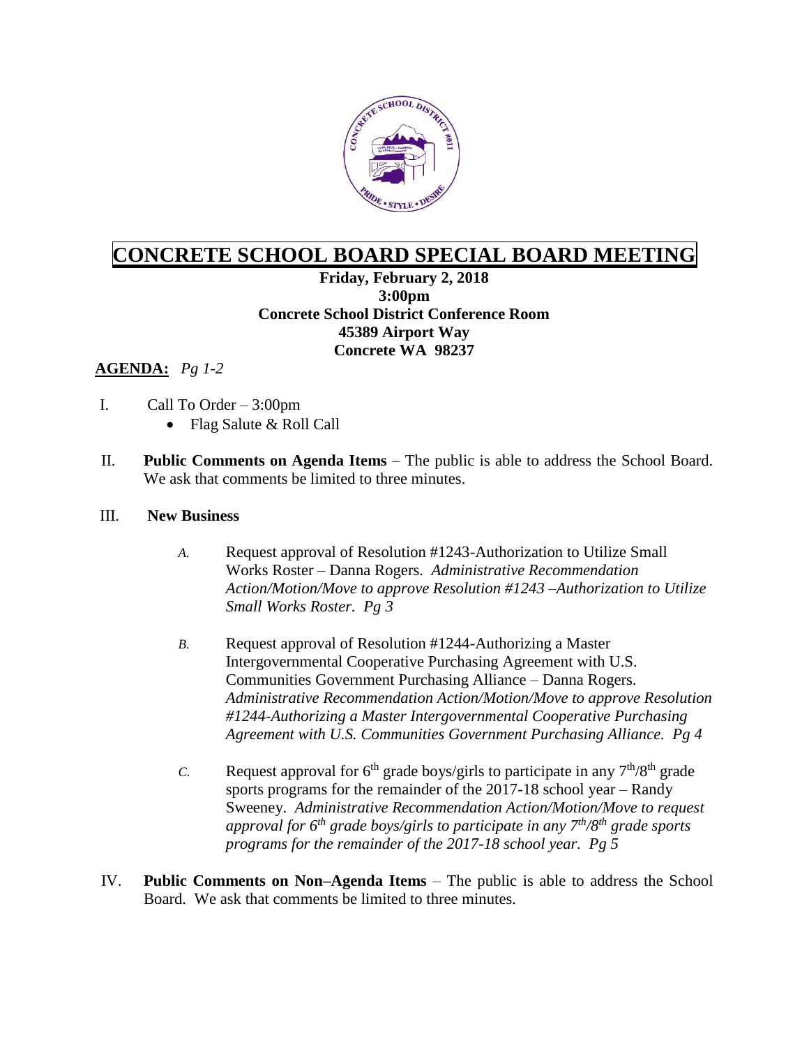# CONCRETE SCHOOL BOARD SPECIAL BOARD MEETING

**Friday, February 2, 2018**
**3:00pm**
**Concrete School District Conference Room**
**45389 Airport Way**
**Concrete WA 98237**

**AGENDA:** *Pg 1-2*

I. Call To Order – 3:00pm
- Flag Salute & Roll Call

II. **Public Comments on Agenda Items** – The public is able to address the School Board. We ask that comments be limited to three minutes.

III. **New Business**

*A.* Request approval of Resolution #1243-Authorization to Utilize Small Works Roster – Danna Rogers. *Administrative Recommendation Action/Motion/Move to approve Resolution #1243 –Authorization to Utilize Small Works Roster. Pg 3*

*B.* Request approval of Resolution #1244-Authorizing a Master Intergovernmental Cooperative Purchasing Agreement with U.S. Communities Government Purchasing Alliance – Danna Rogers. *Administrative Recommendation Action/Motion/Move to approve Resolution #1244-Authorizing a Master Intergovernmental Cooperative Purchasing Agreement with U.S. Communities Government Purchasing Alliance. Pg 4*

*C.* Request approval for 6th grade boys/girls to participate in any 7th/8th grade sports programs for the remainder of the 2017-18 school year – Randy Sweeney. *Administrative Recommendation Action/Motion/Move to request approval for 6th grade boys/girls to participate in any 7th/8th grade sports programs for the remainder of the 2017-18 school year. Pg 5*

IV. **Public Comments on Non–Agenda Items** – The public is able to address the School Board. We ask that comments be limited to three minutes.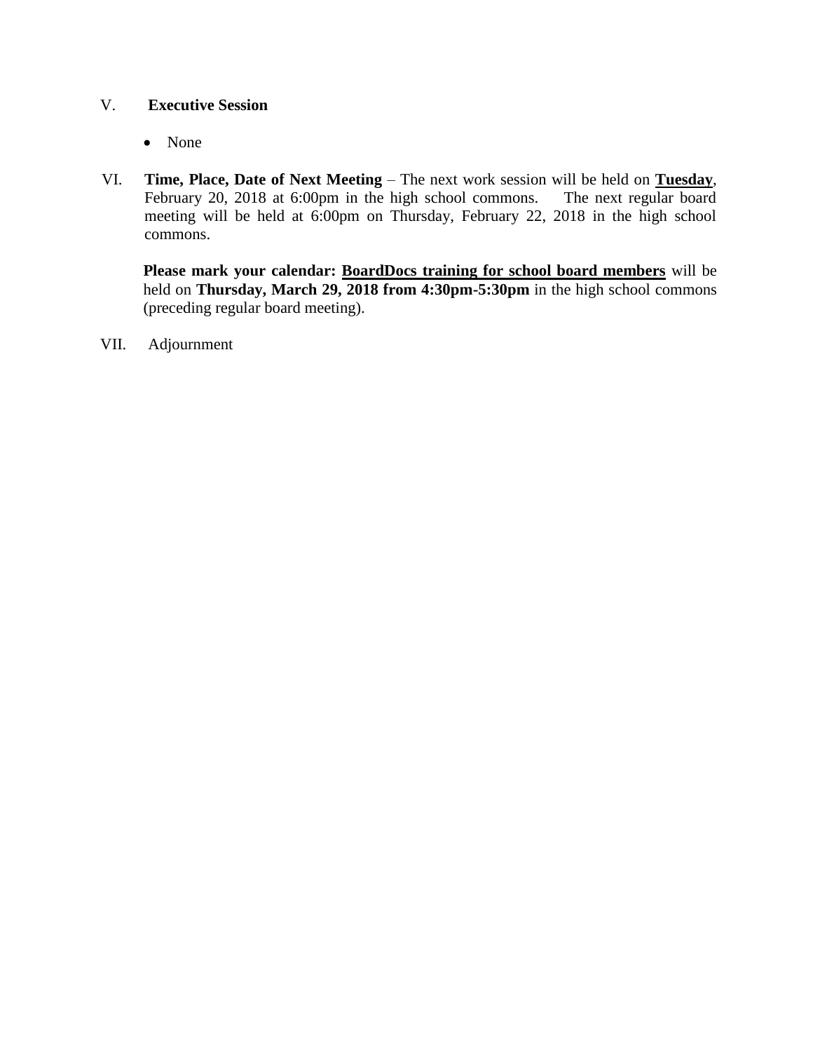V. **Executive Session**

- None

VI. **Time, Place, Date of Next Meeting** – The next work session will be held on **Tuesday**, February 20, 2018 at 6:00pm in the high school commons. The next regular board meeting will be held at 6:00pm on Thursday, February 22, 2018 in the high school commons.

**Please mark your calendar: BoardDocs training for school board members** will be held on **Thursday, March 29, 2018 from 4:30pm-5:30pm** in the high school commons (preceding regular board meeting).

VII. Adjournment